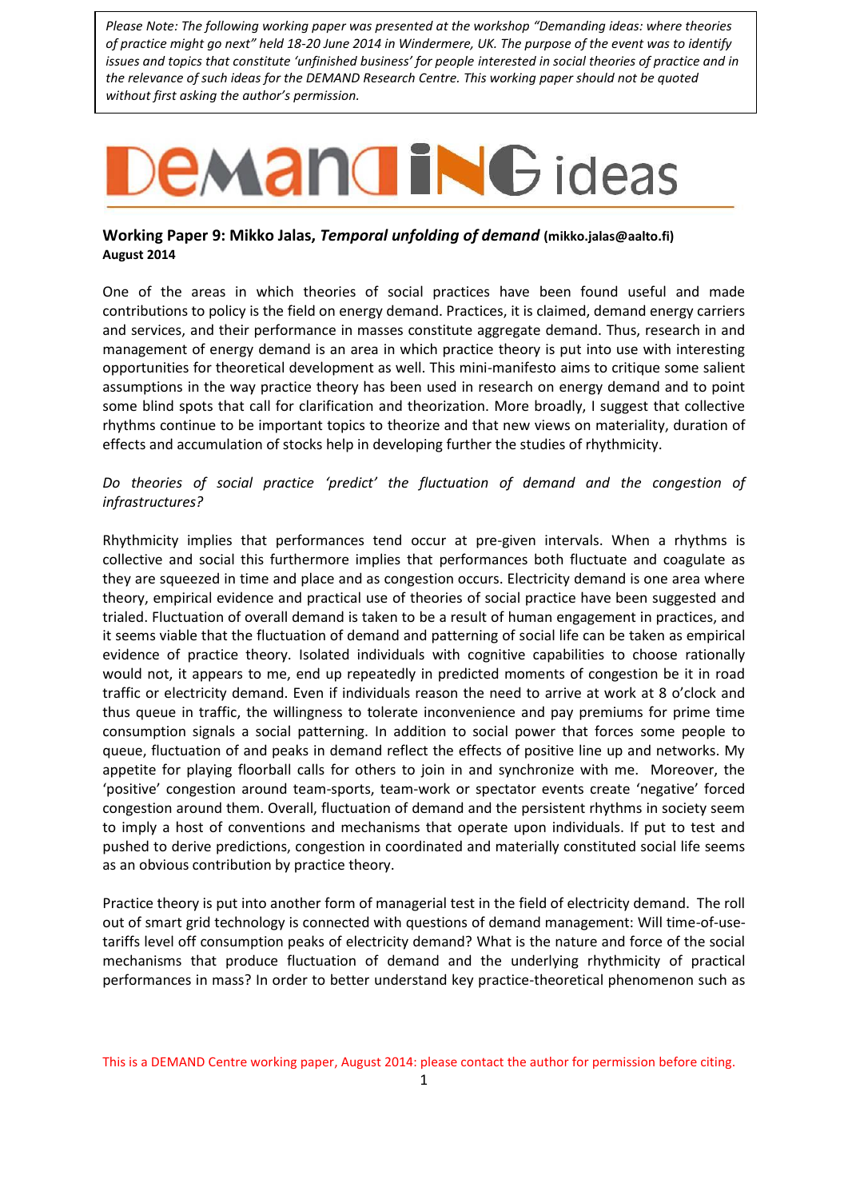*Please Note: The following working paper was presented at the workshop "Demanding ideas: where theories of practice might go next" held 18-20 June 2014 in Windermere, UK. The purpose of the event was to identify issues and topics that constitute 'unfinished business' for people interested in social theories of practice and in the relevance of such ideas for the DEMAND Research Centre. This working paper should not be quoted without first asking the author's permission.*

# DEMANDING ideas

**Working Paper 9: Mikko Jalas, *Temporal unfolding of demand* (mikko.jalas@aalto.fi)**
**August 2014**

One of the areas in which theories of social practices have been found useful and made contributions to policy is the field on energy demand. Practices, it is claimed, demand energy carriers and services, and their performance in masses constitute aggregate demand. Thus, research in and management of energy demand is an area in which practice theory is put into use with interesting opportunities for theoretical development as well. This mini-manifesto aims to critique some salient assumptions in the way practice theory has been used in research on energy demand and to point some blind spots that call for clarification and theorization. More broadly, I suggest that collective rhythms continue to be important topics to theorize and that new views on materiality, duration of effects and accumulation of stocks help in developing further the studies of rhythmicity.

*Do theories of social practice 'predict' the fluctuation of demand and the congestion of infrastructures?*

Rhythmicity implies that performances tend occur at pre-given intervals. When a rhythms is collective and social this furthermore implies that performances both fluctuate and coagulate as they are squeezed in time and place and as congestion occurs. Electricity demand is one area where theory, empirical evidence and practical use of theories of social practice have been suggested and trialed. Fluctuation of overall demand is taken to be a result of human engagement in practices, and it seems viable that the fluctuation of demand and patterning of social life can be taken as empirical evidence of practice theory. Isolated individuals with cognitive capabilities to choose rationally would not, it appears to me, end up repeatedly in predicted moments of congestion be it in road traffic or electricity demand. Even if individuals reason the need to arrive at work at 8 o'clock and thus queue in traffic, the willingness to tolerate inconvenience and pay premiums for prime time consumption signals a social patterning. In addition to social power that forces some people to queue, fluctuation of and peaks in demand reflect the effects of positive line up and networks. My appetite for playing floorball calls for others to join in and synchronize with me. Moreover, the 'positive' congestion around team-sports, team-work or spectator events create 'negative' forced congestion around them. Overall, fluctuation of demand and the persistent rhythms in society seem to imply a host of conventions and mechanisms that operate upon individuals. If put to test and pushed to derive predictions, congestion in coordinated and materially constituted social life seems as an obvious contribution by practice theory.

Practice theory is put into another form of managerial test in the field of electricity demand. The roll out of smart grid technology is connected with questions of demand management: Will time-of-use-tariffs level off consumption peaks of electricity demand? What is the nature and force of the social mechanisms that produce fluctuation of demand and the underlying rhythmicity of practical performances in mass? In order to better understand key practice-theoretical phenomenon such as

This is a DEMAND Centre working paper, August 2014: please contact the author for permission before citing.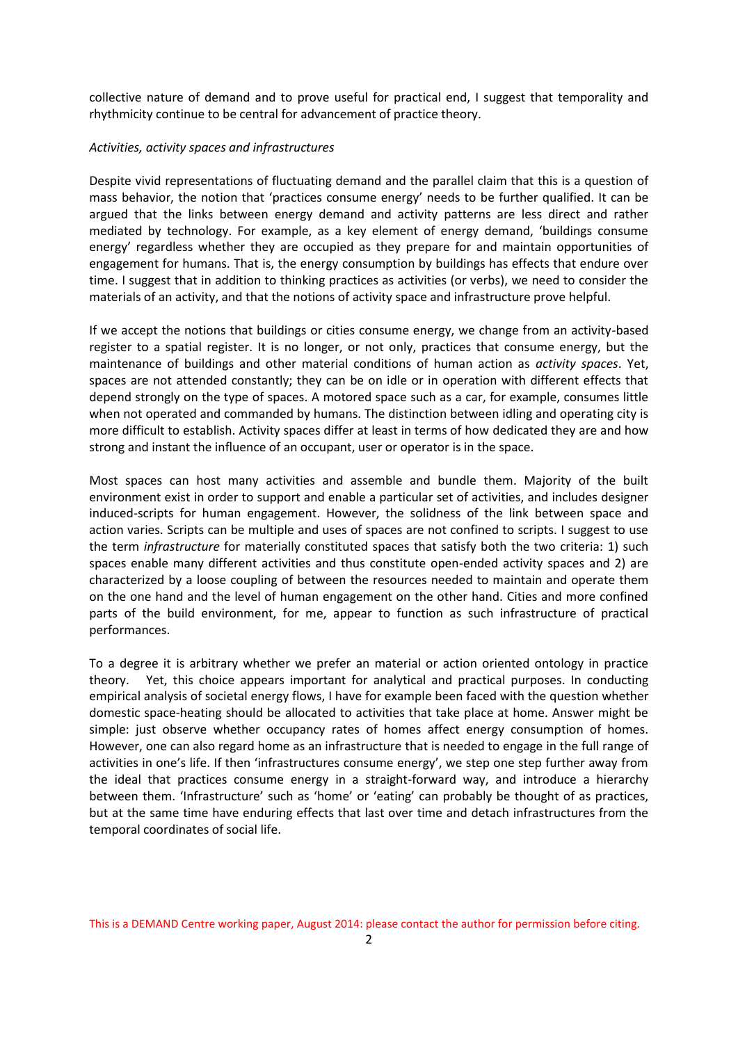collective nature of demand and to prove useful for practical end, I suggest that temporality and rhythmicity continue to be central for advancement of practice theory.

### *Activities, activity spaces and infrastructures*

Despite vivid representations of fluctuating demand and the parallel claim that this is a question of mass behavior, the notion that 'practices consume energy' needs to be further qualified. It can be argued that the links between energy demand and activity patterns are less direct and rather mediated by technology. For example, as a key element of energy demand, 'buildings consume energy' regardless whether they are occupied as they prepare for and maintain opportunities of engagement for humans. That is, the energy consumption by buildings has effects that endure over time. I suggest that in addition to thinking practices as activities (or verbs), we need to consider the materials of an activity, and that the notions of activity space and infrastructure prove helpful.

If we accept the notions that buildings or cities consume energy, we change from an activity-based register to a spatial register. It is no longer, or not only, practices that consume energy, but the maintenance of buildings and other material conditions of human action as *activity spaces*. Yet, spaces are not attended constantly; they can be on idle or in operation with different effects that depend strongly on the type of spaces. A motored space such as a car, for example, consumes little when not operated and commanded by humans. The distinction between idling and operating city is more difficult to establish. Activity spaces differ at least in terms of how dedicated they are and how strong and instant the influence of an occupant, user or operator is in the space.

Most spaces can host many activities and assemble and bundle them. Majority of the built environment exist in order to support and enable a particular set of activities, and includes designer induced-scripts for human engagement. However, the solidness of the link between space and action varies. Scripts can be multiple and uses of spaces are not confined to scripts. I suggest to use the term *infrastructure* for materially constituted spaces that satisfy both the two criteria: 1) such spaces enable many different activities and thus constitute open-ended activity spaces and 2) are characterized by a loose coupling of between the resources needed to maintain and operate them on the one hand and the level of human engagement on the other hand. Cities and more confined parts of the build environment, for me, appear to function as such infrastructure of practical performances.

To a degree it is arbitrary whether we prefer an material or action oriented ontology in practice theory. Yet, this choice appears important for analytical and practical purposes. In conducting empirical analysis of societal energy flows, I have for example been faced with the question whether domestic space-heating should be allocated to activities that take place at home. Answer might be simple: just observe whether occupancy rates of homes affect energy consumption of homes. However, one can also regard home as an infrastructure that is needed to engage in the full range of activities in one's life. If then 'infrastructures consume energy', we step one step further away from the ideal that practices consume energy in a straight-forward way, and introduce a hierarchy between them. 'Infrastructure' such as 'home' or 'eating' can probably be thought of as practices, but at the same time have enduring effects that last over time and detach infrastructures from the temporal coordinates of social life.

This is a DEMAND Centre working paper, August 2014: please contact the author for permission before citing.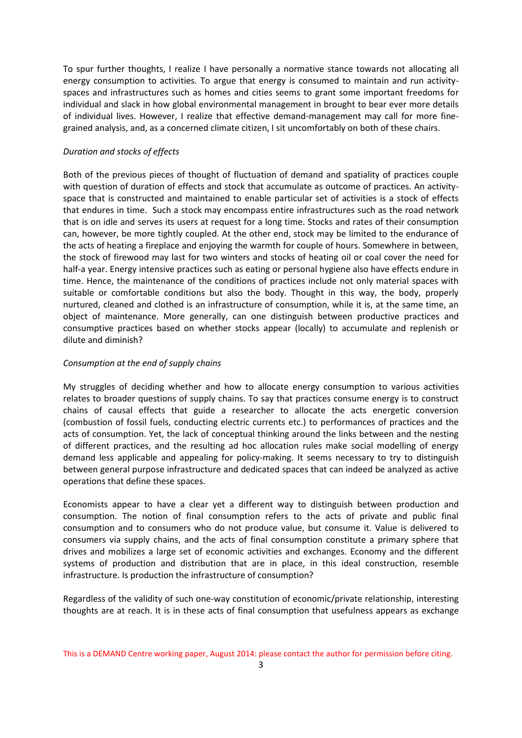To spur further thoughts, I realize I have personally a normative stance towards not allocating all energy consumption to activities. To argue that energy is consumed to maintain and run activity-spaces and infrastructures such as homes and cities seems to grant some important freedoms for individual and slack in how global environmental management in brought to bear ever more details of individual lives. However, I realize that effective demand-management may call for more fine-grained analysis, and, as a concerned climate citizen, I sit uncomfortably on both of these chairs.

*Duration and stocks of effects*

Both of the previous pieces of thought of fluctuation of demand and spatiality of practices couple with question of duration of effects and stock that accumulate as outcome of practices. An activity-space that is constructed and maintained to enable particular set of activities is a stock of effects that endures in time. Such a stock may encompass entire infrastructures such as the road network that is on idle and serves its users at request for a long time. Stocks and rates of their consumption can, however, be more tightly coupled. At the other end, stock may be limited to the endurance of the acts of heating a fireplace and enjoying the warmth for couple of hours. Somewhere in between, the stock of firewood may last for two winters and stocks of heating oil or coal cover the need for half-a year. Energy intensive practices such as eating or personal hygiene also have effects endure in time. Hence, the maintenance of the conditions of practices include not only material spaces with suitable or comfortable conditions but also the body. Thought in this way, the body, properly nurtured, cleaned and clothed is an infrastructure of consumption, while it is, at the same time, an object of maintenance. More generally, can one distinguish between productive practices and consumptive practices based on whether stocks appear (locally) to accumulate and replenish or dilute and diminish?

*Consumption at the end of supply chains*

My struggles of deciding whether and how to allocate energy consumption to various activities relates to broader questions of supply chains. To say that practices consume energy is to construct chains of causal effects that guide a researcher to allocate the acts energetic conversion (combustion of fossil fuels, conducting electric currents etc.) to performances of practices and the acts of consumption. Yet, the lack of conceptual thinking around the links between and the nesting of different practices, and the resulting ad hoc allocation rules make social modelling of energy demand less applicable and appealing for policy-making. It seems necessary to try to distinguish between general purpose infrastructure and dedicated spaces that can indeed be analyzed as active operations that define these spaces.

Economists appear to have a clear yet a different way to distinguish between production and consumption. The notion of final consumption refers to the acts of private and public final consumption and to consumers who do not produce value, but consume it. Value is delivered to consumers via supply chains, and the acts of final consumption constitute a primary sphere that drives and mobilizes a large set of economic activities and exchanges. Economy and the different systems of production and distribution that are in place, in this ideal construction, resemble infrastructure. Is production the infrastructure of consumption?

Regardless of the validity of such one-way constitution of economic/private relationship, interesting thoughts are at reach. It is in these acts of final consumption that usefulness appears as exchange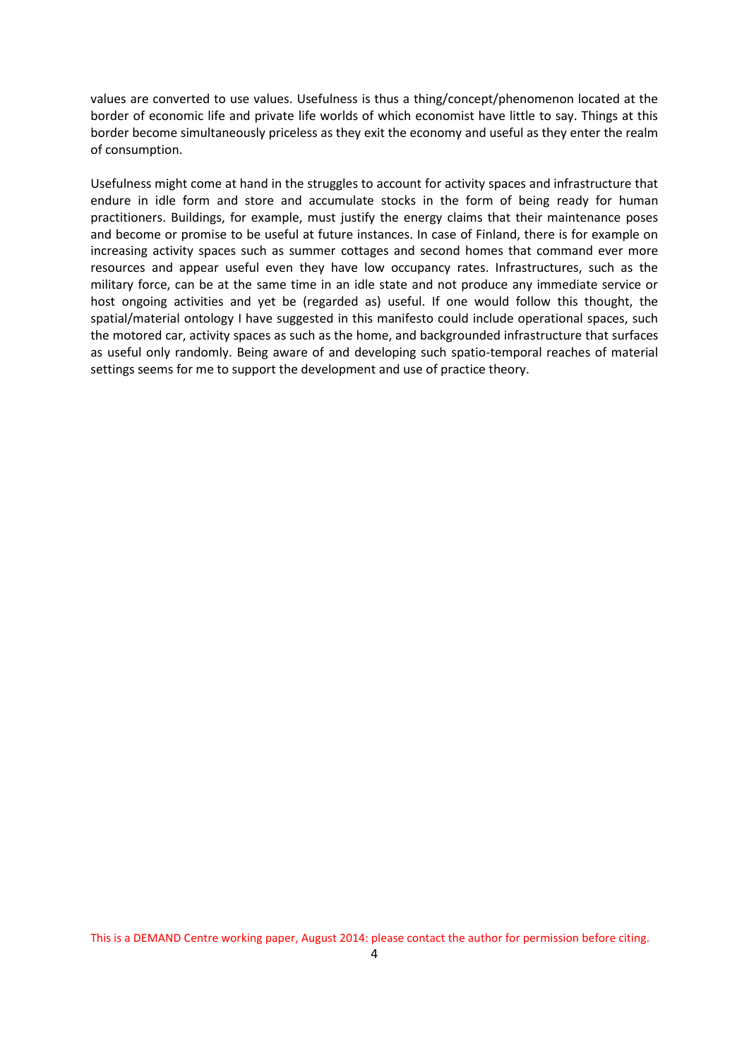values are converted to use values. Usefulness is thus a thing/concept/phenomenon located at the border of economic life and private life worlds of which economist have little to say. Things at this border become simultaneously priceless as they exit the economy and useful as they enter the realm of consumption.

Usefulness might come at hand in the struggles to account for activity spaces and infrastructure that endure in idle form and store and accumulate stocks in the form of being ready for human practitioners. Buildings, for example, must justify the energy claims that their maintenance poses and become or promise to be useful at future instances. In case of Finland, there is for example on increasing activity spaces such as summer cottages and second homes that command ever more resources and appear useful even they have low occupancy rates. Infrastructures, such as the military force, can be at the same time in an idle state and not produce any immediate service or host ongoing activities and yet be (regarded as) useful. If one would follow this thought, the spatial/material ontology I have suggested in this manifesto could include operational spaces, such the motored car, activity spaces as such as the home, and backgrounded infrastructure that surfaces as useful only randomly. Being aware of and developing such spatio-temporal reaches of material settings seems for me to support the development and use of practice theory.